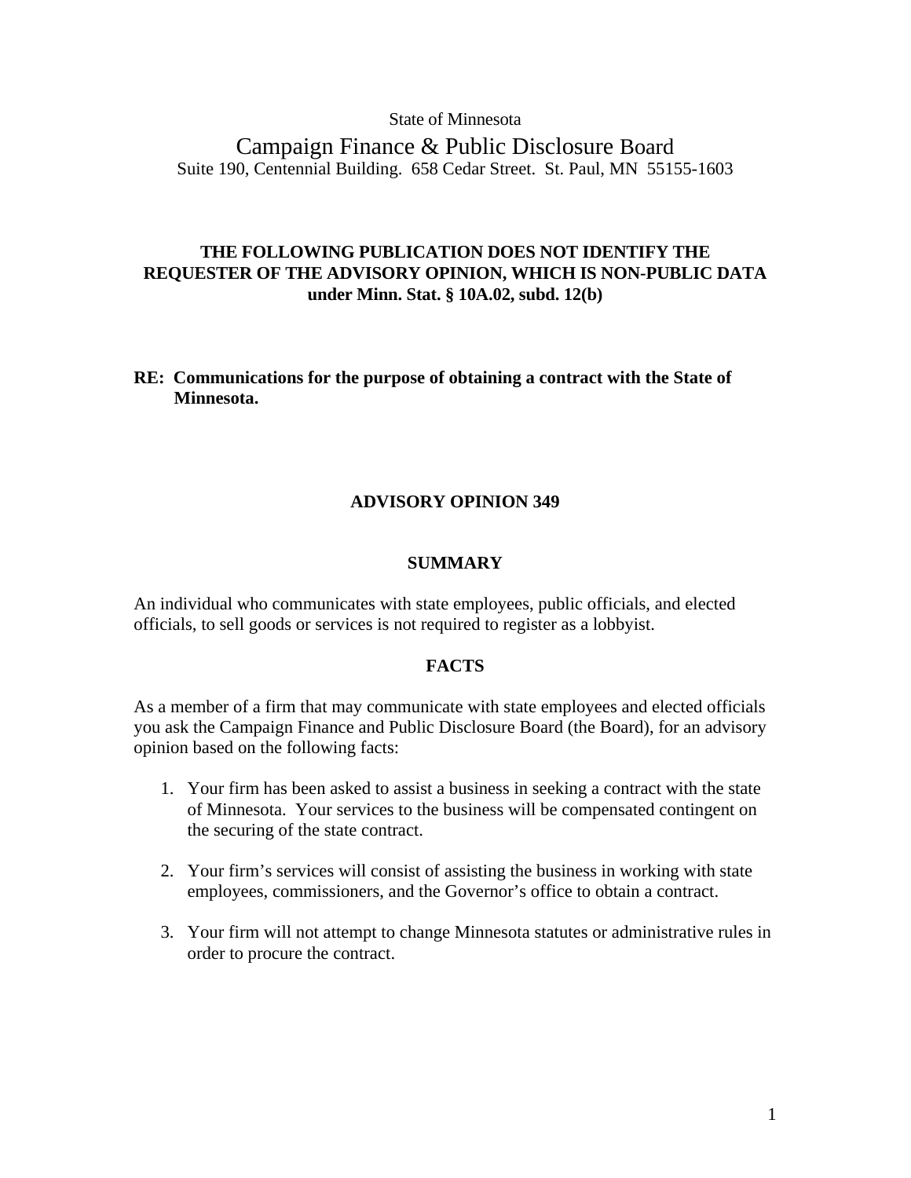State of Minnesota

# Campaign Finance & Public Disclosure Board

Suite 190, Centennial Building. 658 Cedar Street. St. Paul, MN 55155-1603

**THE FOLLOWING PUBLICATION DOES NOT IDENTIFY THE REQUESTER OF THE ADVISORY OPINION, WHICH IS NON-PUBLIC DATA under Minn. Stat. § 10A.02, subd. 12(b)**

**RE: Communications for the purpose of obtaining a contract with the State of Minnesota.**

## ADVISORY OPINION 349

### SUMMARY

An individual who communicates with state employees, public officials, and elected officials, to sell goods or services is not required to register as a lobbyist.

### FACTS

As a member of a firm that may communicate with state employees and elected officials you ask the Campaign Finance and Public Disclosure Board (the Board), for an advisory opinion based on the following facts:

1. Your firm has been asked to assist a business in seeking a contract with the state of Minnesota. Your services to the business will be compensated contingent on the securing of the state contract.

2. Your firm's services will consist of assisting the business in working with state employees, commissioners, and the Governor's office to obtain a contract.

3. Your firm will not attempt to change Minnesota statutes or administrative rules in order to procure the contract.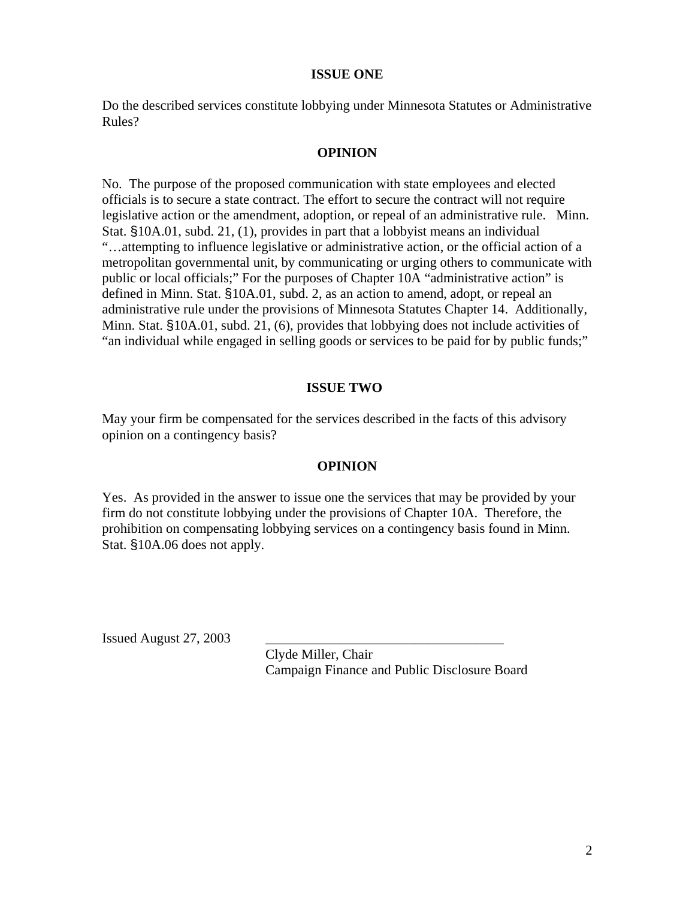**ISSUE ONE**

Do the described services constitute lobbying under Minnesota Statutes or Administrative Rules?

**OPINION**

No. The purpose of the proposed communication with state employees and elected officials is to secure a state contract. The effort to secure the contract will not require legislative action or the amendment, adoption, or repeal of an administrative rule. Minn. Stat. §10A.01, subd. 21, (1), provides in part that a lobbyist means an individual "…attempting to influence legislative or administrative action, or the official action of a metropolitan governmental unit, by communicating or urging others to communicate with public or local officials;" For the purposes of Chapter 10A "administrative action" is defined in Minn. Stat. §10A.01, subd. 2, as an action to amend, adopt, or repeal an administrative rule under the provisions of Minnesota Statutes Chapter 14. Additionally, Minn. Stat. §10A.01, subd. 21, (6), provides that lobbying does not include activities of "an individual while engaged in selling goods or services to be paid for by public funds;"

**ISSUE TWO**

May your firm be compensated for the services described in the facts of this advisory opinion on a contingency basis?

**OPINION**

Yes. As provided in the answer to issue one the services that may be provided by your firm do not constitute lobbying under the provisions of Chapter 10A. Therefore, the prohibition on compensating lobbying services on a contingency basis found in Minn. Stat. §10A.06 does not apply.

Issued August 27, 2003

\_\_\_\_\_\_\_\_\_\_\_\_\_\_\_\_\_\_\_\_\_\_\_\_\_\_\_\_\_\_\_\_\_\_\_

Clyde Miller, Chair
Campaign Finance and Public Disclosure Board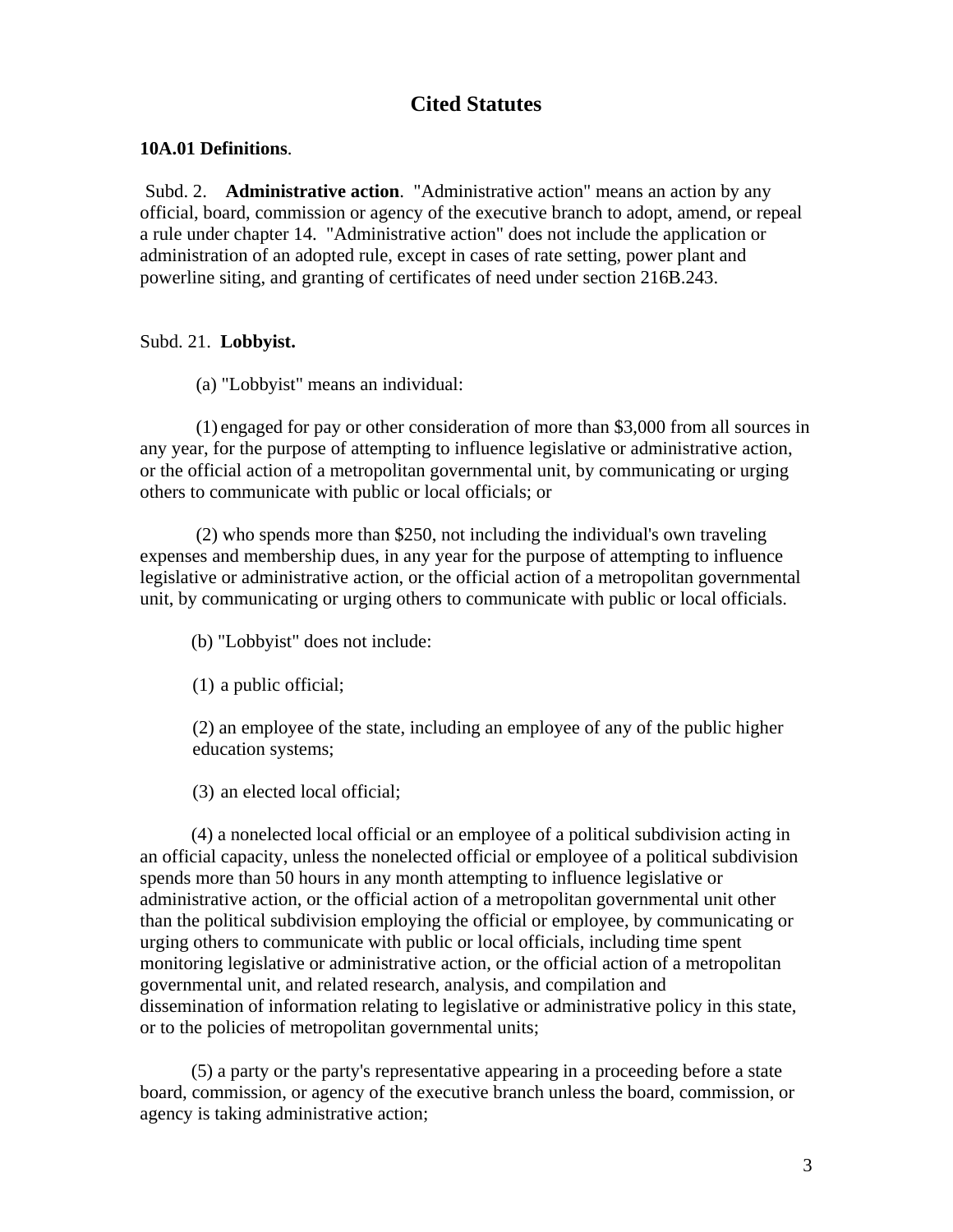## Cited Statutes

**10A.01 Definitions**.

Subd. 2. **Administrative action**. "Administrative action" means an action by any official, board, commission or agency of the executive branch to adopt, amend, or repeal a rule under chapter 14. "Administrative action" does not include the application or administration of an adopted rule, except in cases of rate setting, power plant and powerline siting, and granting of certificates of need under section 216B.243.

Subd. 21. **Lobbyist.**

(a) "Lobbyist" means an individual:

(1) engaged for pay or other consideration of more than $3,000 from all sources in any year, for the purpose of attempting to influence legislative or administrative action, or the official action of a metropolitan governmental unit, by communicating or urging others to communicate with public or local officials; or

(2) who spends more than $250, not including the individual's own traveling expenses and membership dues, in any year for the purpose of attempting to influence legislative or administrative action, or the official action of a metropolitan governmental unit, by communicating or urging others to communicate with public or local officials.

(b) "Lobbyist" does not include:

(1) a public official;

(2) an employee of the state, including an employee of any of the public higher education systems;

(3) an elected local official;

(4) a nonelected local official or an employee of a political subdivision acting in an official capacity, unless the nonelected official or employee of a political subdivision spends more than 50 hours in any month attempting to influence legislative or administrative action, or the official action of a metropolitan governmental unit other than the political subdivision employing the official or employee, by communicating or urging others to communicate with public or local officials, including time spent monitoring legislative or administrative action, or the official action of a metropolitan governmental unit, and related research, analysis, and compilation and dissemination of information relating to legislative or administrative policy in this state, or to the policies of metropolitan governmental units;

(5) a party or the party's representative appearing in a proceeding before a state board, commission, or agency of the executive branch unless the board, commission, or agency is taking administrative action;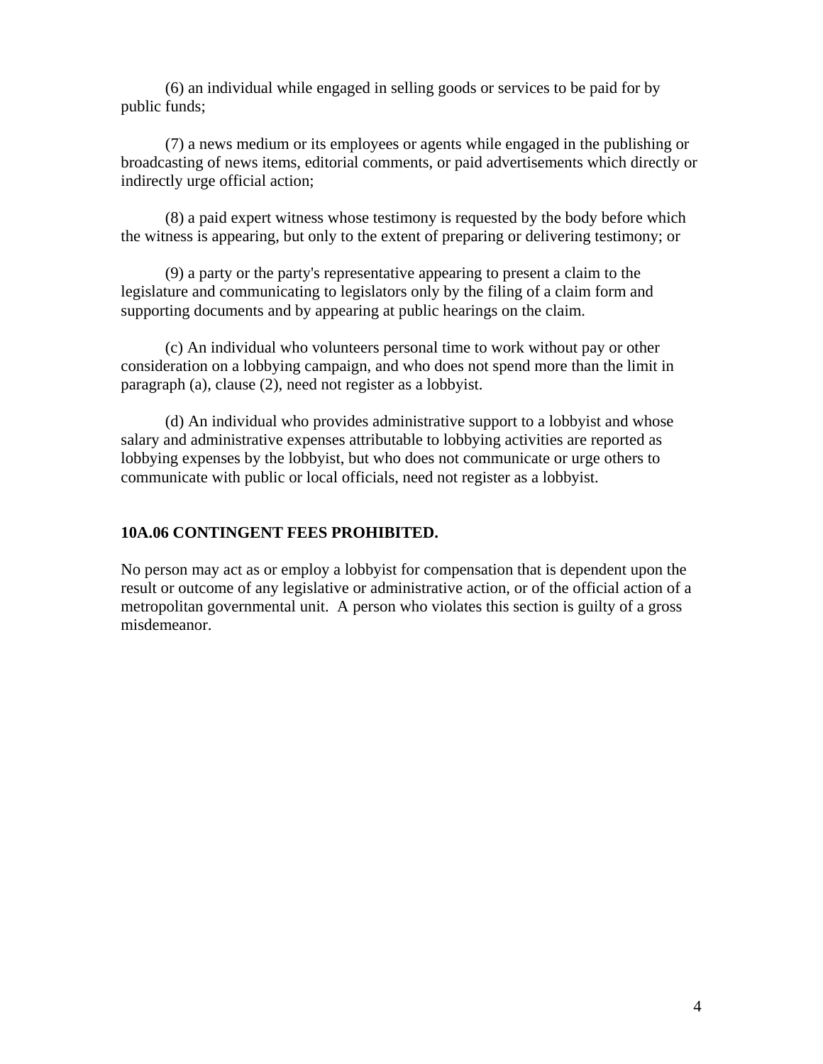(6) an individual while engaged in selling goods or services to be paid for by public funds;

(7) a news medium or its employees or agents while engaged in the publishing or broadcasting of news items, editorial comments, or paid advertisements which directly or indirectly urge official action;

(8) a paid expert witness whose testimony is requested by the body before which the witness is appearing, but only to the extent of preparing or delivering testimony; or

(9) a party or the party's representative appearing to present a claim to the legislature and communicating to legislators only by the filing of a claim form and supporting documents and by appearing at public hearings on the claim.

(c) An individual who volunteers personal time to work without pay or other consideration on a lobbying campaign, and who does not spend more than the limit in paragraph (a), clause (2), need not register as a lobbyist.

(d) An individual who provides administrative support to a lobbyist and whose salary and administrative expenses attributable to lobbying activities are reported as lobbying expenses by the lobbyist, but who does not communicate or urge others to communicate with public or local officials, need not register as a lobbyist.

**10A.06 CONTINGENT FEES PROHIBITED.**

No person may act as or employ a lobbyist for compensation that is dependent upon the result or outcome of any legislative or administrative action, or of the official action of a metropolitan governmental unit. A person who violates this section is guilty of a gross misdemeanor.